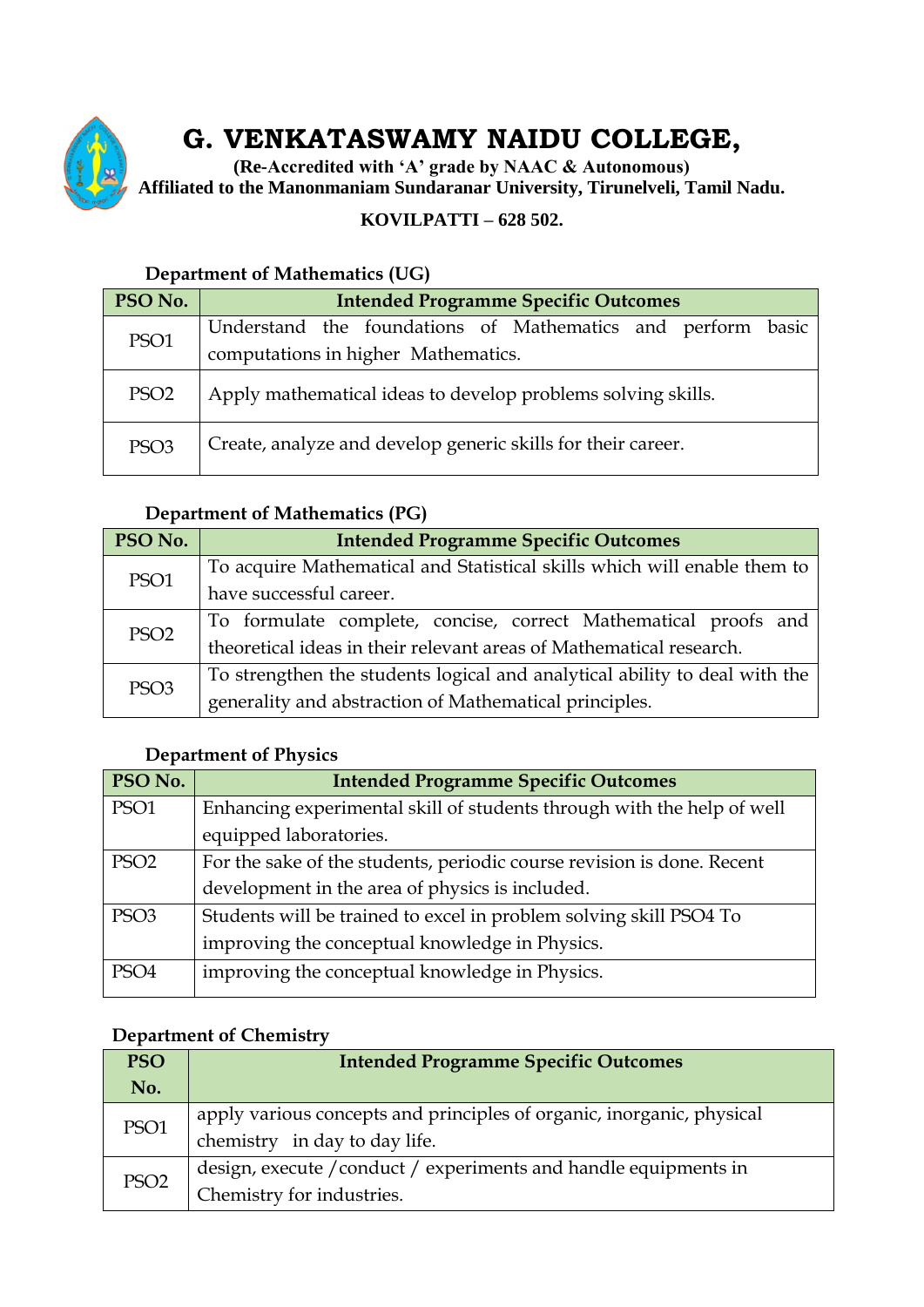# G. VENKATASWAMY NAIDU COLLEGE,

**(Re-Accredited with 'A' grade by NAAC & Autonomous)**
**Affiliated to the Manonmaniam Sundaranar University, Tirunelveli, Tamil Nadu.**

**KOVILPATTI – 628 502.**

### Department of Mathematics (UG)

| PSO No. | Intended Programme Specific Outcomes |
|---|---|
| PSO1 | Understand the foundations of Mathematics and perform basic computations in higher Mathematics. |
| PSO2 | Apply mathematical ideas to develop problems solving skills. |
| PSO3 | Create, analyze and develop generic skills for their career. |

### Department of Mathematics (PG)

| PSO No. | Intended Programme Specific Outcomes |
|---|---|
| PSO1 | To acquire Mathematical and Statistical skills which will enable them to have successful career. |
| PSO2 | To formulate complete, concise, correct Mathematical proofs and theoretical ideas in their relevant areas of Mathematical research. |
| PSO3 | To strengthen the students logical and analytical ability to deal with the generality and abstraction of Mathematical principles. |

### Department of Physics

| PSO No. | Intended Programme Specific Outcomes |
|---|---|
| PSO1 | Enhancing experimental skill of students through with the help of well equipped laboratories. |
| PSO2 | For the sake of the students, periodic course revision is done. Recent development in the area of physics is included. |
| PSO3 | Students will be trained to excel in problem solving skill PSO4 To improving the conceptual knowledge in Physics. |
| PSO4 | improving the conceptual knowledge in Physics. |

### Department of Chemistry

| PSO No. | Intended Programme Specific Outcomes |
|---|---|
| PSO1 | apply various concepts and principles of organic, inorganic, physical chemistry in day to day life. |
| PSO2 | design, execute /conduct / experiments and handle equipments in Chemistry for industries. |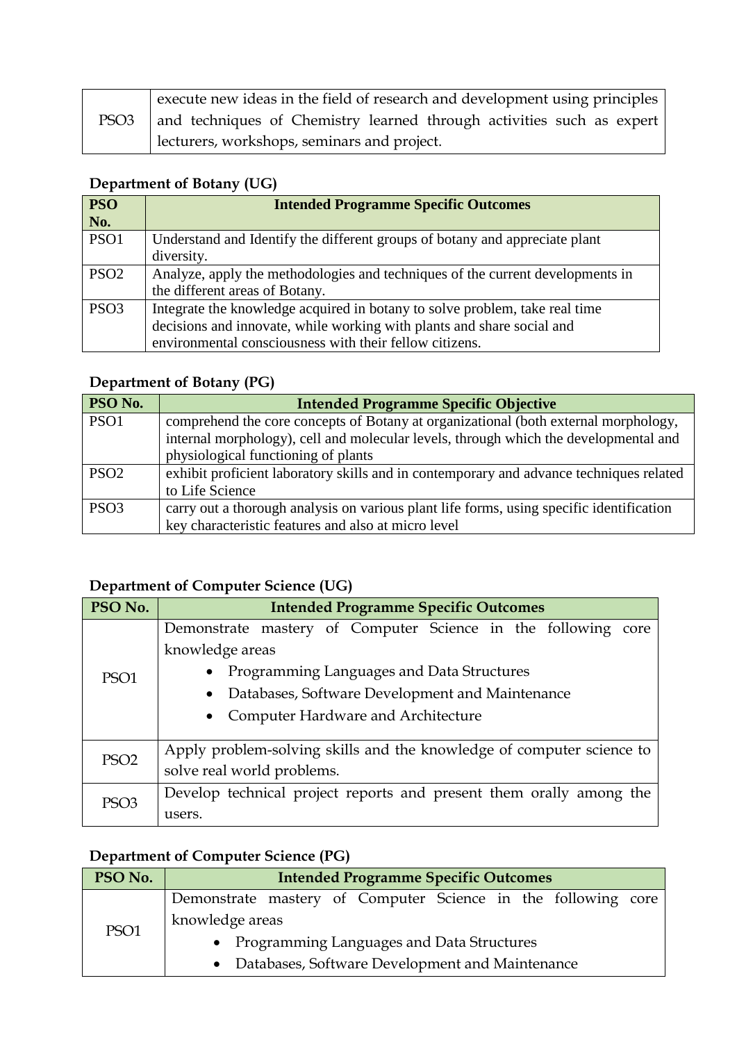| | |
|---|---|
| PSO3 | execute new ideas in the field of research and development using principles and techniques of Chemistry learned through activities such as expert lecturers, workshops, seminars and project. |

### Department of Botany (UG)

| PSO No. | Intended Programme Specific Outcomes |
|---|---|
| PSO1 | Understand and Identify the different groups of botany and appreciate plant diversity. |
| PSO2 | Analyze, apply the methodologies and techniques of the current developments in the different areas of Botany. |
| PSO3 | Integrate the knowledge acquired in botany to solve problem, take real time decisions and innovate, while working with plants and share social and environmental consciousness with their fellow citizens. |

### Department of Botany (PG)

| PSO No. | Intended Programme Specific Objective |
|---|---|
| PSO1 | comprehend the core concepts of Botany at organizational (both external morphology, internal morphology), cell and molecular levels, through which the developmental and physiological functioning of plants |
| PSO2 | exhibit proficient laboratory skills and in contemporary and advance techniques related to Life Science |
| PSO3 | carry out a thorough analysis on various plant life forms, using specific identification key characteristic features and also at micro level |

### Department of Computer Science (UG)

| PSO No. | Intended Programme Specific Outcomes |
|---|---|
| PSO1 | Demonstrate mastery of Computer Science in the following core knowledge areas<br>• Programming Languages and Data Structures<br>• Databases, Software Development and Maintenance<br>• Computer Hardware and Architecture |
| PSO2 | Apply problem-solving skills and the knowledge of computer science to solve real world problems. |
| PSO3 | Develop technical project reports and present them orally among the users. |

### Department of Computer Science (PG)

| PSO No. | Intended Programme Specific Outcomes |
|---|---|
| PSO1 | Demonstrate mastery of Computer Science in the following core knowledge areas<br>• Programming Languages and Data Structures<br>• Databases, Software Development and Maintenance |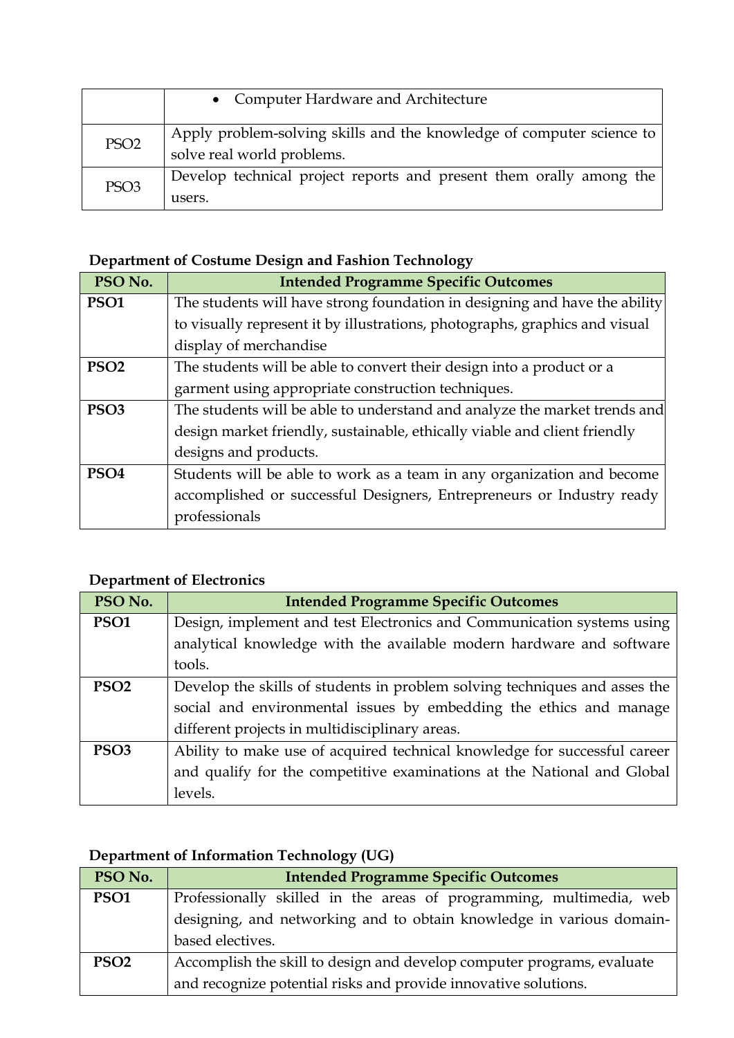| | |
|---|---|
| | • Computer Hardware and Architecture |
| PSO2 | Apply problem-solving skills and the knowledge of computer science to solve real world problems. |
| PSO3 | Develop technical project reports and present them orally among the users. |

**Department of Costume Design and Fashion Technology**

| PSO No. | Intended Programme Specific Outcomes |
|---|---|
| **PSO1** | The students will have strong foundation in designing and have the ability to visually represent it by illustrations, photographs, graphics and visual display of merchandise |
| **PSO2** | The students will be able to convert their design into a product or a garment using appropriate construction techniques. |
| **PSO3** | The students will be able to understand and analyze the market trends and design market friendly, sustainable, ethically viable and client friendly designs and products. |
| **PSO4** | Students will be able to work as a team in any organization and become accomplished or successful Designers, Entrepreneurs or Industry ready professionals |

**Department of Electronics**

| PSO No. | Intended Programme Specific Outcomes |
|---|---|
| **PSO1** | Design, implement and test Electronics and Communication systems using analytical knowledge with the available modern hardware and software tools. |
| **PSO2** | Develop the skills of students in problem solving techniques and asses the social and environmental issues by embedding the ethics and manage different projects in multidisciplinary areas. |
| **PSO3** | Ability to make use of acquired technical knowledge for successful career and qualify for the competitive examinations at the National and Global levels. |

**Department of Information Technology (UG)**

| PSO No. | Intended Programme Specific Outcomes |
|---|---|
| **PSO1** | Professionally skilled in the areas of programming, multimedia, web designing, and networking and to obtain knowledge in various domain-based electives. |
| **PSO2** | Accomplish the skill to design and develop computer programs, evaluate and recognize potential risks and provide innovative solutions. |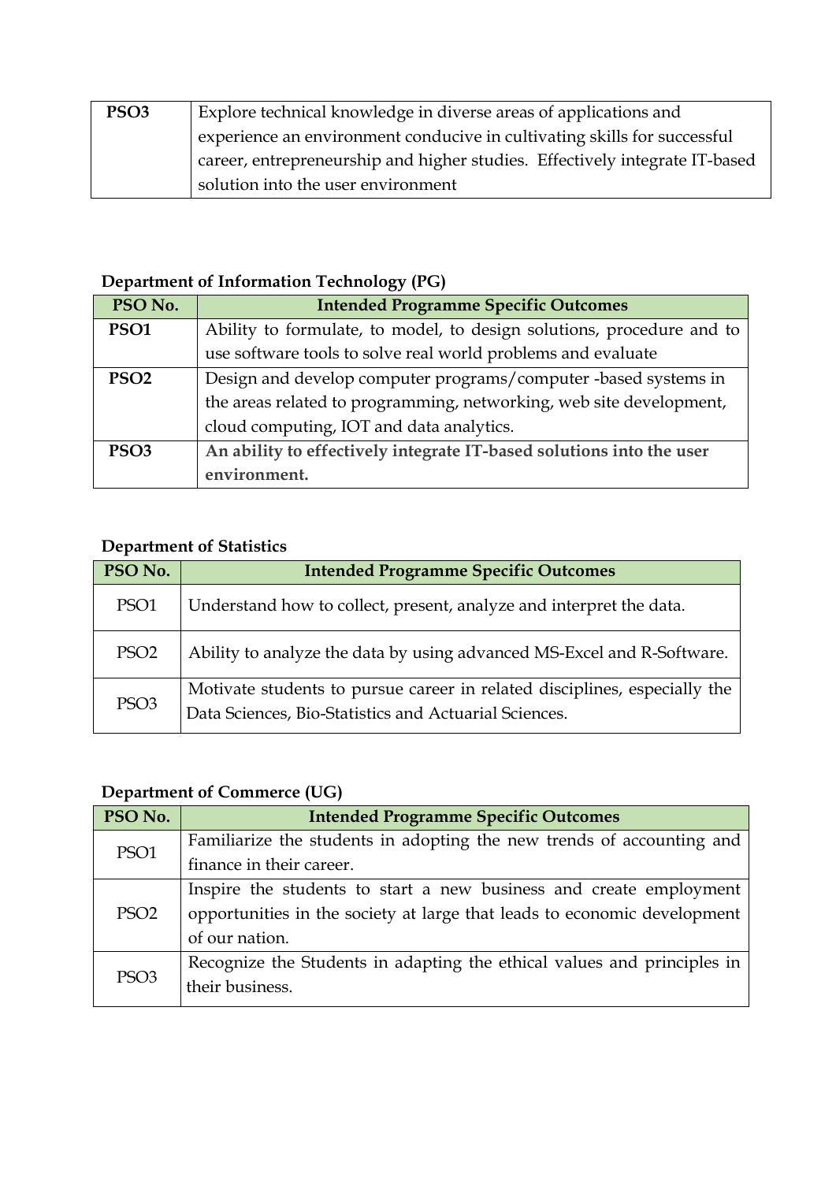| PSO3 | Explore technical knowledge in diverse areas of applications and experience an environment conducive in cultivating skills for successful career, entrepreneurship and higher studies. Effectively integrate IT-based solution into the user environment |
|---|---|

**Department of Information Technology (PG)**

| PSO No. | Intended Programme Specific Outcomes |
|---|---|
| **PSO1** | Ability to formulate, to model, to design solutions, procedure and to use software tools to solve real world problems and evaluate |
| **PSO2** | Design and develop computer programs/computer -based systems in the areas related to programming, networking, web site development, cloud computing, IOT and data analytics. |
| **PSO3** | **An ability to effectively integrate IT-based solutions into the user environment.** |

**Department of Statistics**

| PSO No. | Intended Programme Specific Outcomes |
|---|---|
| PSO1 | Understand how to collect, present, analyze and interpret the data. |
| PSO2 | Ability to analyze the data by using advanced MS-Excel and R-Software. |
| PSO3 | Motivate students to pursue career in related disciplines, especially the Data Sciences, Bio-Statistics and Actuarial Sciences. |

**Department of Commerce (UG)**

| PSO No. | Intended Programme Specific Outcomes |
|---|---|
| PSO1 | Familiarize the students in adopting the new trends of accounting and finance in their career. |
| PSO2 | Inspire the students to start a new business and create employment opportunities in the society at large that leads to economic development of our nation. |
| PSO3 | Recognize the Students in adapting the ethical values and principles in their business. |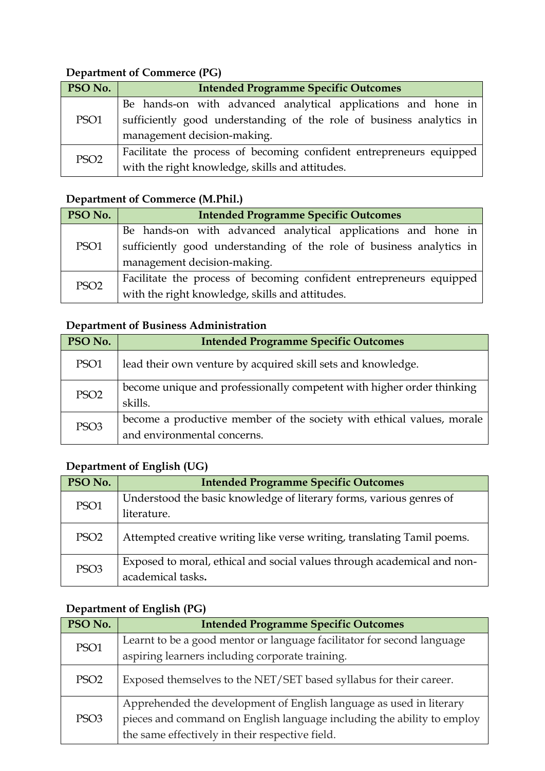**Department of Commerce (PG)**

| PSO No. | Intended Programme Specific Outcomes |
|---|---|
| PSO1 | Be hands-on with advanced analytical applications and hone in sufficiently good understanding of the role of business analytics in management decision-making. |
| PSO2 | Facilitate the process of becoming confident entrepreneurs equipped with the right knowledge, skills and attitudes. |

**Department of Commerce (M.Phil.)**

| PSO No. | Intended Programme Specific Outcomes |
|---|---|
| PSO1 | Be hands-on with advanced analytical applications and hone in sufficiently good understanding of the role of business analytics in management decision-making. |
| PSO2 | Facilitate the process of becoming confident entrepreneurs equipped with the right knowledge, skills and attitudes. |

**Department of Business Administration**

| PSO No. | Intended Programme Specific Outcomes |
|---|---|
| PSO1 | lead their own venture by acquired skill sets and knowledge. |
| PSO2 | become unique and professionally competent with higher order thinking skills. |
| PSO3 | become a productive member of the society with ethical values, morale and environmental concerns. |

**Department of English (UG)**

| PSO No. | Intended Programme Specific Outcomes |
|---|---|
| PSO1 | Understood the basic knowledge of literary forms, various genres of literature. |
| PSO2 | Attempted creative writing like verse writing, translating Tamil poems. |
| PSO3 | Exposed to moral, ethical and social values through academical and non-academical tasks**.** |

**Department of English (PG)**

| PSO No. | Intended Programme Specific Outcomes |
|---|---|
| PSO1 | Learnt to be a good mentor or language facilitator for second language aspiring learners including corporate training. |
| PSO2 | Exposed themselves to the NET/SET based syllabus for their career. |
| PSO3 | Apprehended the development of English language as used in literary pieces and command on English language including the ability to employ the same effectively in their respective field. |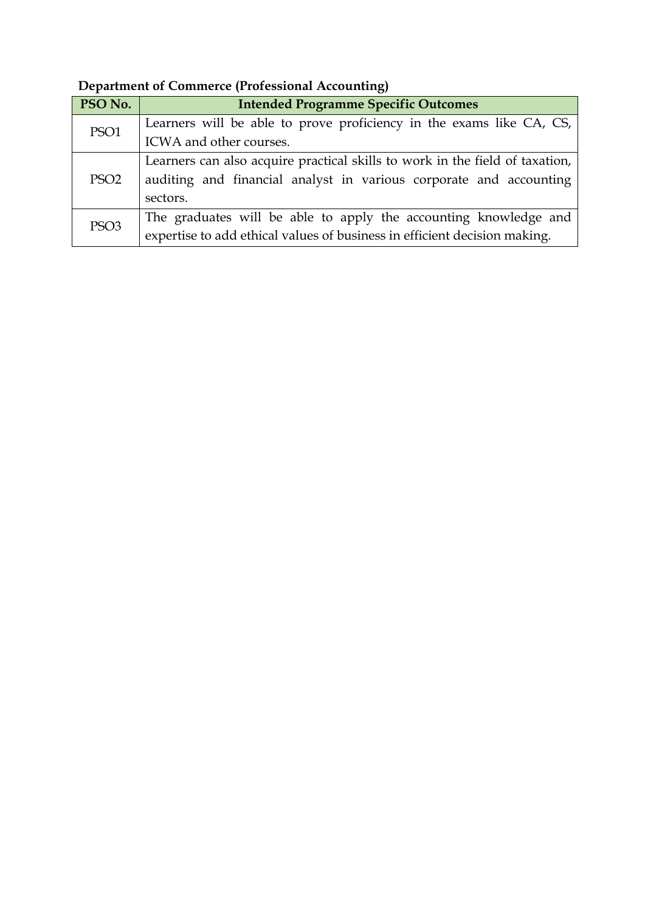**Department of Commerce (Professional Accounting)**

| PSO No. | Intended Programme Specific Outcomes |
|---|---|
| PSO1 | Learners will be able to prove proficiency in the exams like CA, CS, ICWA and other courses. |
| PSO2 | Learners can also acquire practical skills to work in the field of taxation, auditing and financial analyst in various corporate and accounting sectors. |
| PSO3 | The graduates will be able to apply the accounting knowledge and expertise to add ethical values of business in efficient decision making. |